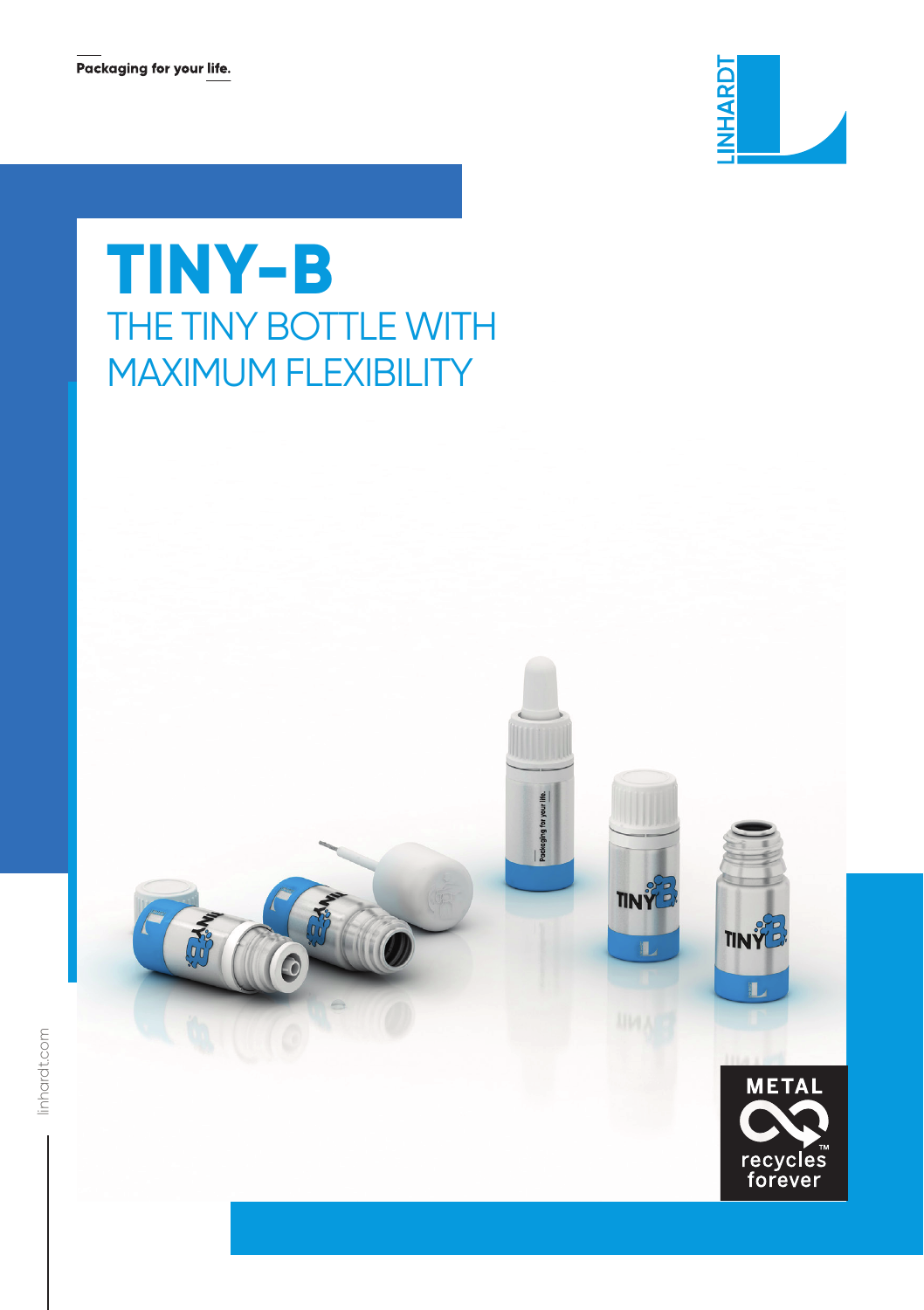Packaging for your life.

LINHARDT

# TINY-B

## THE TINY BOTTLE WITH MAXIMUM FLEXIBILITY

linhardt.com

METAL recycles forever™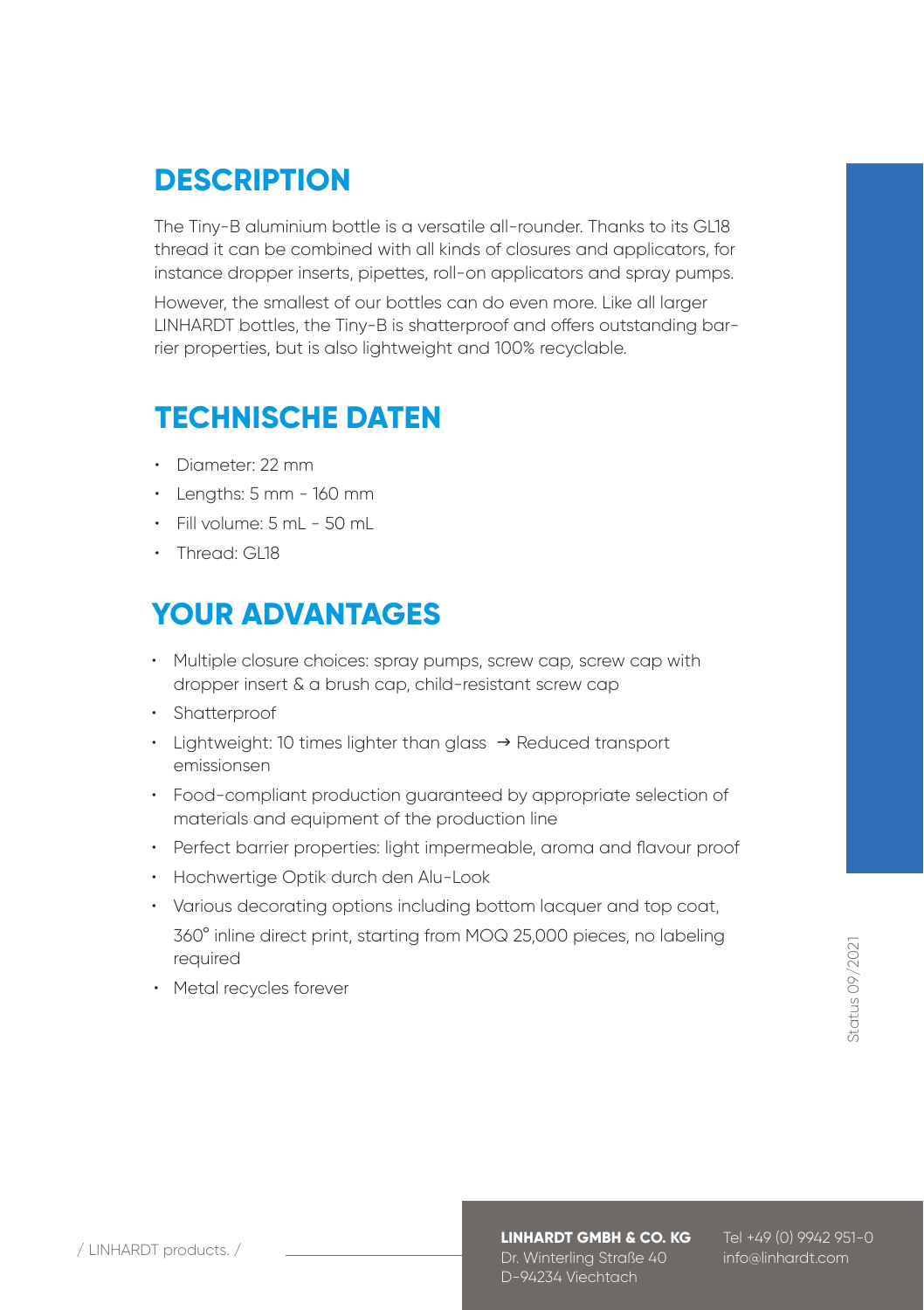## DESCRIPTION

The Tiny-B aluminium bottle is a versatile all-rounder. Thanks to its GL18 thread it can be combined with all kinds of closures and applicators, for instance dropper inserts, pipettes, roll-on applicators and spray pumps.

However, the smallest of our bottles can do even more. Like all larger LINHARDT bottles, the Tiny-B is shatterproof and offers outstanding barrier properties, but is also lightweight and 100% recyclable.

## TECHNISCHE DATEN

- Diameter: 22 mm
- Lengths: 5 mm - 160 mm
- Fill volume: 5 mL - 50 mL
- Thread: GL18

## YOUR ADVANTAGES

- Multiple closure choices: spray pumps, screw cap, screw cap with dropper insert & a brush cap, child-resistant screw cap
- Shatterproof
- Lightweight: 10 times lighter than glass → Reduced transport emissionsen
- Food-compliant production guaranteed by appropriate selection of materials and equipment of the production line
- Perfect barrier properties: light impermeable, aroma and flavour proof
- Hochwertige Optik durch den Alu-Look
- Various decorating options including bottom lacquer and top coat, 360° inline direct print, starting from MOQ 25,000 pieces, no labeling required
- Metal recycles forever

Status 09/2021

/ LINHARDT products. /

**LINHARDT GMBH & CO. KG**
Dr. Winterling Straße 40
D-94234 Viechtach

Tel +49 (0) 9942 951-0
info@linhardt.com